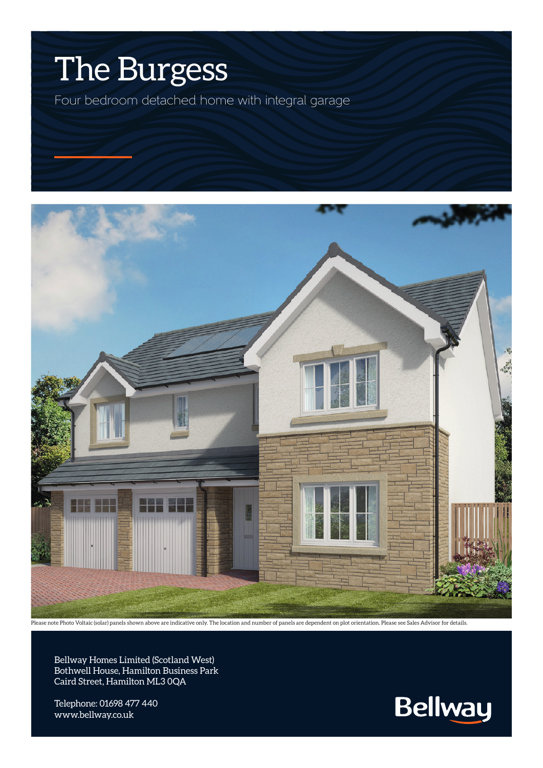# The Burgess

Four bedroom detached home with integral garage

Please note Photo Voltaic (solar) panels shown above are indicative only. The location and number of panels are dependent on plot orientation. Please see Sales Advisor for details.

Bellway Homes Limited (Scotland West)
Bothwell House, Hamilton Business Park
Caird Street, Hamilton ML3 0QA

Telephone: 01698 477 440
www.bellway.co.uk

Bellway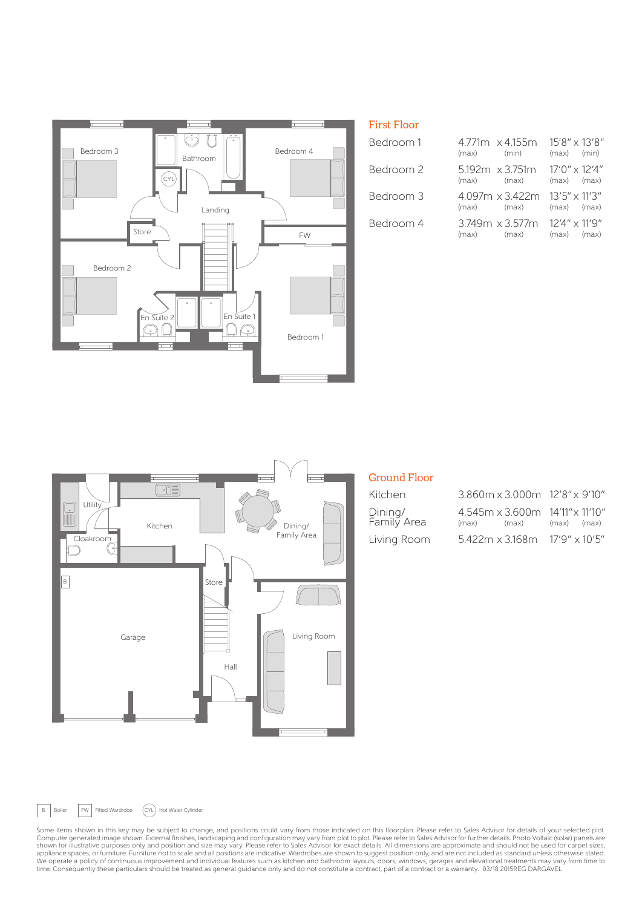## First Floor

| | | |
|---|---|---|
| Bedroom 1 | 4.771m (max) x 4.155m (min) | 15'8" (max) x 13'8" (min) |
| Bedroom 2 | 5.192m (max) x 3.751m (max) | 17'0" (max) x 12'4" (max) |
| Bedroom 3 | 4.097m (max) x 3.422m (max) | 13'5" (max) x 11'3" (max) |
| Bedroom 4 | 3.749m (max) x 3.577m (max) | 12'4" (max) x 11'9" (max) |

Bedroom 3
Bathroom
Bedroom 4
CYL
Landing
Store
FW
Bedroom 2
En Suite 2
En Suite 1
Bedroom 1

## Ground Floor

| | | |
|---|---|---|
| Kitchen | 3.860m x 3.000m | 12'8" x 9'10" |
| Dining/ Family Area | 4.545m (max) x 3.600m (max) | 14'11" (max) x 11'10" (max) |
| Living Room | 5.422m x 3.168m | 17'9" x 10'5" |

Utility
Kitchen
Dining/ Family Area
Cloakroom
B
Store
Garage
Living Room
Hall

B Boiler FW Fitted Wardrobe CYL Hot Water Cylinder

Some items shown in this key may be subject to change, and positions could vary from those indicated on this floorplan. Please refer to Sales Advisor for details of your selected plot. Computer generated image shown. External finishes, landscaping and configuration may vary from plot to plot. Please refer to Sales Advisor for further details. Photo Voltaic (solar) panels are shown for illustrative purposes only and position and size may vary. Please refer to Sales Advisor for exact details. All dimensions are approximate and should not be used for carpet sizes, appliance spaces, or furniture. Furniture not to scale and all positions are indicative. Wardrobes are shown to suggest position only, and are not included as standard unless otherwise stated. We operate a policy of continuous improvement and individual features such as kitchen and bathroom layouts, doors, windows, garages and elevational treatments may vary from time to time. Consequently these particulars should be treated as general guidance only and do not constitute a contract, part of a contract or a warranty. 03/18 2015REG DARGAVEL